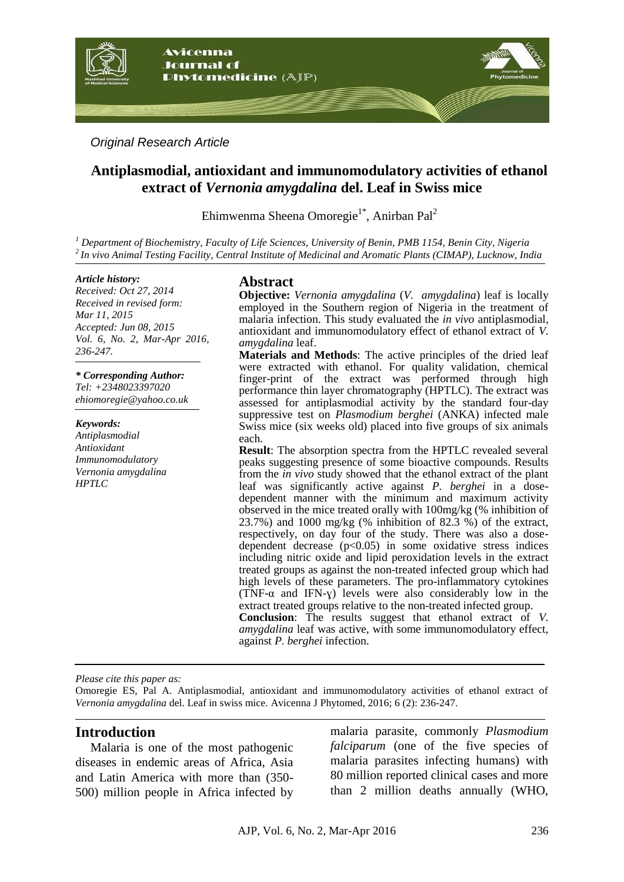*Original Research Article*

# Antiplasmodial, antioxidant and immunomodulatory activities of ethanol extract of *Vernonia amygdalina* del. Leaf in Swiss mice

Ehimwenma Sheena Omoregie[1*], Anirban Pal[2]

[1] Department of Biochemistry, Faculty of Life Sciences, University of Benin, PMB 1154, Benin City, Nigeria
[2] In vivo Animal Testing Facility, Central Institute of Medicinal and Aromatic Plants (CIMAP), Lucknow, India

***Article history:***
*Received: Oct 27, 2014*
*Received in revised form: Mar 11, 2015*
*Accepted: Jun 08, 2015*
*Vol. 6, No. 2, Mar-Apr 2016, 236-247.*

***\* Corresponding Author:***
*Tel: +2348023397020*
*ehiomoregie@yahoo.co.uk*

***Keywords:***
*Antiplasmodial*
*Antioxidant*
*Immunomodulatory*
*Vernonia amygdalina*
*HPTLC*

## Abstract

**Objective:** *Vernonia amygdalina* (*V. amygdalina*) leaf is locally employed in the Southern region of Nigeria in the treatment of malaria infection. This study evaluated the *in vivo* antiplasmodial, antioxidant and immunomodulatory effect of ethanol extract of *V. amygdalina* leaf.

**Materials and Methods**: The active principles of the dried leaf were extracted with ethanol. For quality validation, chemical finger-print of the extract was performed through high performance thin layer chromatography (HPTLC). The extract was assessed for antiplasmodial activity by the standard four-day suppressive test on *Plasmodium berghei* (ANKA) infected male Swiss mice (six weeks old) placed into five groups of six animals each.

**Result**: The absorption spectra from the HPTLC revealed several peaks suggesting presence of some bioactive compounds. Results from the *in vivo* study showed that the ethanol extract of the plant leaf was significantly active against *P. berghei* in a dose-dependent manner with the minimum and maximum activity observed in the mice treated orally with 100mg/kg (% inhibition of 23.7%) and 1000 mg/kg (% inhibition of 82.3 %) of the extract, respectively, on day four of the study. There was also a dose-dependent decrease ($p<0.05$) in some oxidative stress indices including nitric oxide and lipid peroxidation levels in the extract treated groups as against the non-treated infected group which had high levels of these parameters. The pro-inflammatory cytokines (TNF-$\alpha$ and IFN-$\gamma$) levels were also considerably low in the extract treated groups relative to the non-treated infected group.

**Conclusion**: The results suggest that ethanol extract of *V. amygdalina* leaf was active, with some immunomodulatory effect, against *P. berghei* infection.

*Please cite this paper as:*
Omoregie ES, Pal A. Antiplasmodial, antioxidant and immunomodulatory activities of ethanol extract of *Vernonia amygdalina* del. Leaf in swiss mice. Avicenna J Phytomed, 2016; 6 (2): 236-247.

## Introduction

Malaria is one of the most pathogenic diseases in endemic areas of Africa, Asia and Latin America with more than (350-500) million people in Africa infected by malaria parasite, commonly *Plasmodium falciparum* (one of the five species of malaria parasites infecting humans) with 80 million reported clinical cases and more than 2 million deaths annually (WHO,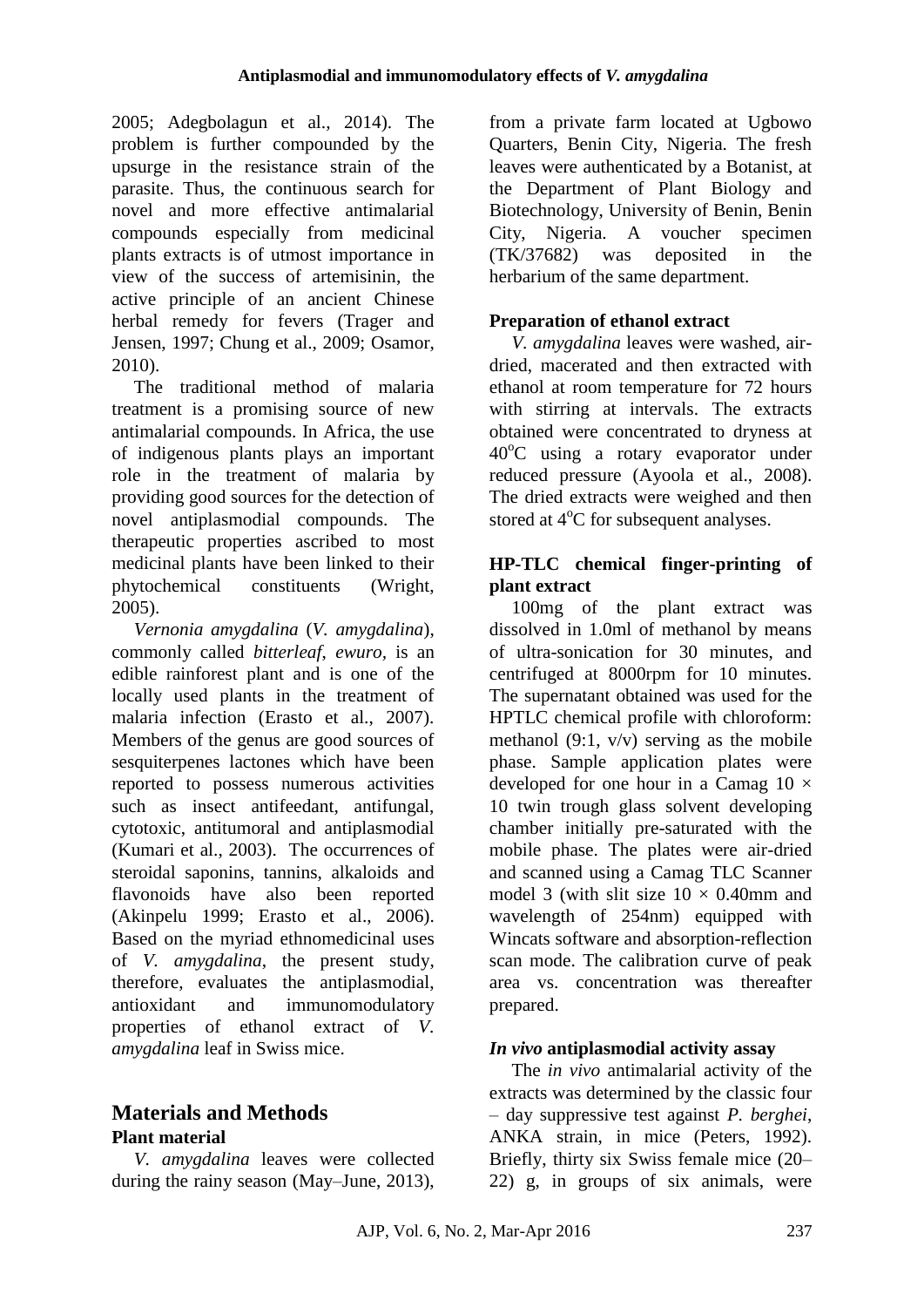2005; Adegbolagun et al., 2014). The problem is further compounded by the upsurge in the resistance strain of the parasite. Thus, the continuous search for novel and more effective antimalarial compounds especially from medicinal plants extracts is of utmost importance in view of the success of artemisinin, the active principle of an ancient Chinese herbal remedy for fevers (Trager and Jensen, 1997; Chung et al., 2009; Osamor, 2010).

The traditional method of malaria treatment is a promising source of new antimalarial compounds. In Africa, the use of indigenous plants plays an important role in the treatment of malaria by providing good sources for the detection of novel antiplasmodial compounds. The therapeutic properties ascribed to most medicinal plants have been linked to their phytochemical constituents (Wright, 2005).

*Vernonia amygdalina* (*V. amygdalina*), commonly called *bitterleaf*, *ewuro,* is an edible rainforest plant and is one of the locally used plants in the treatment of malaria infection (Erasto et al., 2007). Members of the genus are good sources of sesquiterpenes lactones which have been reported to possess numerous activities such as insect antifeedant, antifungal, cytotoxic, antitumoral and antiplasmodial (Kumari et al., 2003). The occurrences of steroidal saponins, tannins, alkaloids and flavonoids have also been reported (Akinpelu 1999; Erasto et al., 2006). Based on the myriad ethnomedicinal uses of *V. amygdalina*, the present study, therefore, evaluates the antiplasmodial, antioxidant and immunomodulatory properties of ethanol extract of *V. amygdalina* leaf in Swiss mice.

## Materials and Methods

### Plant material

*V. amygdalina* leaves were collected during the rainy season (May–June, 2013), from a private farm located at Ugbowo Quarters, Benin City, Nigeria. The fresh leaves were authenticated by a Botanist, at the Department of Plant Biology and Biotechnology, University of Benin, Benin City, Nigeria. A voucher specimen (TK/37682) was deposited in the herbarium of the same department.

### Preparation of ethanol extract

*V. amygdalina* leaves were washed, air-dried, macerated and then extracted with ethanol at room temperature for 72 hours with stirring at intervals. The extracts obtained were concentrated to dryness at $40^{o}C$ using a rotary evaporator under reduced pressure (Ayoola et al., 2008). The dried extracts were weighed and then stored at $4^{o}C$ for subsequent analyses.

### HP-TLC chemical finger-printing of plant extract

100mg of the plant extract was dissolved in 1.0ml of methanol by means of ultra-sonication for 30 minutes, and centrifuged at 8000rpm for 10 minutes. The supernatant obtained was used for the HPTLC chemical profile with chloroform: methanol (9:1, v/v) serving as the mobile phase. Sample application plates were developed for one hour in a Camag $10 \times 10$ twin trough glass solvent developing chamber initially pre-saturated with the mobile phase. The plates were air-dried and scanned using a Camag TLC Scanner model 3 (with slit size $10 \times 0.40$mm and wavelength of 254nm) equipped with Wincats software and absorption-reflection scan mode. The calibration curve of peak area vs. concentration was thereafter prepared.

### *In vivo* antiplasmodial activity assay

The *in vivo* antimalarial activity of the extracts was determined by the classic four – day suppressive test against *P. berghei*, ANKA strain, in mice (Peters, 1992). Briefly, thirty six Swiss female mice (20–22) g, in groups of six animals, were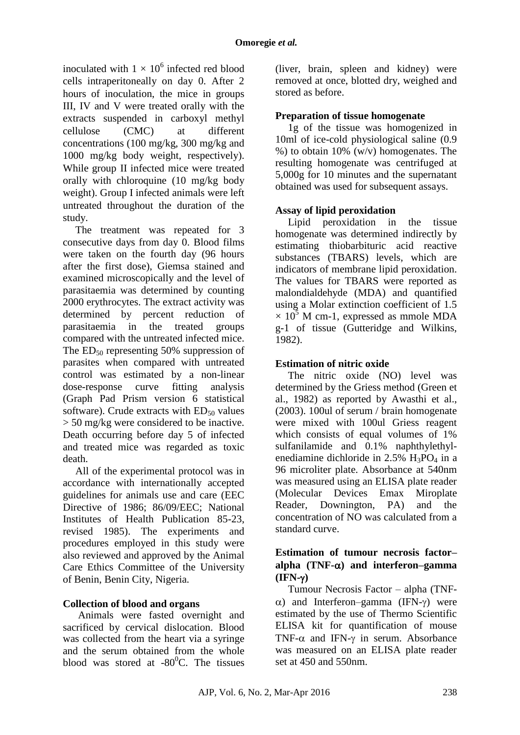inoculated with $1 \times 10^6$ infected red blood cells intraperitoneally on day 0. After 2 hours of inoculation, the mice in groups III, IV and V were treated orally with the extracts suspended in carboxyl methyl cellulose (CMC) at different concentrations (100 mg/kg, 300 mg/kg and 1000 mg/kg body weight, respectively). While group II infected mice were treated orally with chloroquine (10 mg/kg body weight). Group I infected animals were left untreated throughout the duration of the study.

The treatment was repeated for 3 consecutive days from day 0. Blood films were taken on the fourth day (96 hours after the first dose), Giemsa stained and examined microscopically and the level of parasitaemia was determined by counting 2000 erythrocytes. The extract activity was determined by percent reduction of parasitaemia in the treated groups compared with the untreated infected mice. The $ED_{50}$ representing 50% suppression of parasites when compared with untreated control was estimated by a non-linear dose-response curve fitting analysis (Graph Pad Prism version 6 statistical software). Crude extracts with $ED_{50}$ values > 50 mg/kg were considered to be inactive. Death occurring before day 5 of infected and treated mice was regarded as toxic death.

All of the experimental protocol was in accordance with internationally accepted guidelines for animals use and care (EEC Directive of 1986; 86/09/EEC; National Institutes of Health Publication 85-23, revised 1985). The experiments and procedures employed in this study were also reviewed and approved by the Animal Care Ethics Committee of the University of Benin, Benin City, Nigeria.

**Collection of blood and organs**

Animals were fasted overnight and sacrificed by cervical dislocation. Blood was collected from the heart via a syringe and the serum obtained from the whole blood was stored at $-80^0$C. The tissues (liver, brain, spleen and kidney) were removed at once, blotted dry, weighed and stored as before.

**Preparation of tissue homogenate**

1g of the tissue was homogenized in 10ml of ice-cold physiological saline (0.9 %) to obtain 10% (w/v) homogenates. The resulting homogenate was centrifuged at 5,000g for 10 minutes and the supernatant obtained was used for subsequent assays.

**Assay of lipid peroxidation**

Lipid peroxidation in the tissue homogenate was determined indirectly by estimating thiobarbituric acid reactive substances (TBARS) levels, which are indicators of membrane lipid peroxidation. The values for TBARS were reported as malondialdehyde (MDA) and quantified using a Molar extinction coefficient of 1.5 $\times 10^5$ M cm-1, expressed as mmole MDA g-1 of tissue (Gutteridge and Wilkins, 1982).

**Estimation of nitric oxide**

The nitric oxide (NO) level was determined by the Griess method (Green et al., 1982) as reported by Awasthi et al., (2003). 100ul of serum / brain homogenate were mixed with 100ul Griess reagent which consists of equal volumes of 1% sulfanilamide and 0.1% naphthylethyl-enediamine dichloride in 2.5% $H_3PO_4$ in a 96 microliter plate. Absorbance at 540nm was measured using an ELISA plate reader (Molecular Devices Emax Miroplate Reader, Downington, PA) and the concentration of NO was calculated from a standard curve.

**Estimation of tumour necrosis factor–alpha (TNF-α) and interferon–gamma (IFN-γ)**

Tumour Necrosis Factor – alpha (TNF-α) and Interferon–gamma (IFN-γ) were estimated by the use of Thermo Scientific ELISA kit for quantification of mouse TNF-α and IFN-γ in serum. Absorbance was measured on an ELISA plate reader set at 450 and 550nm.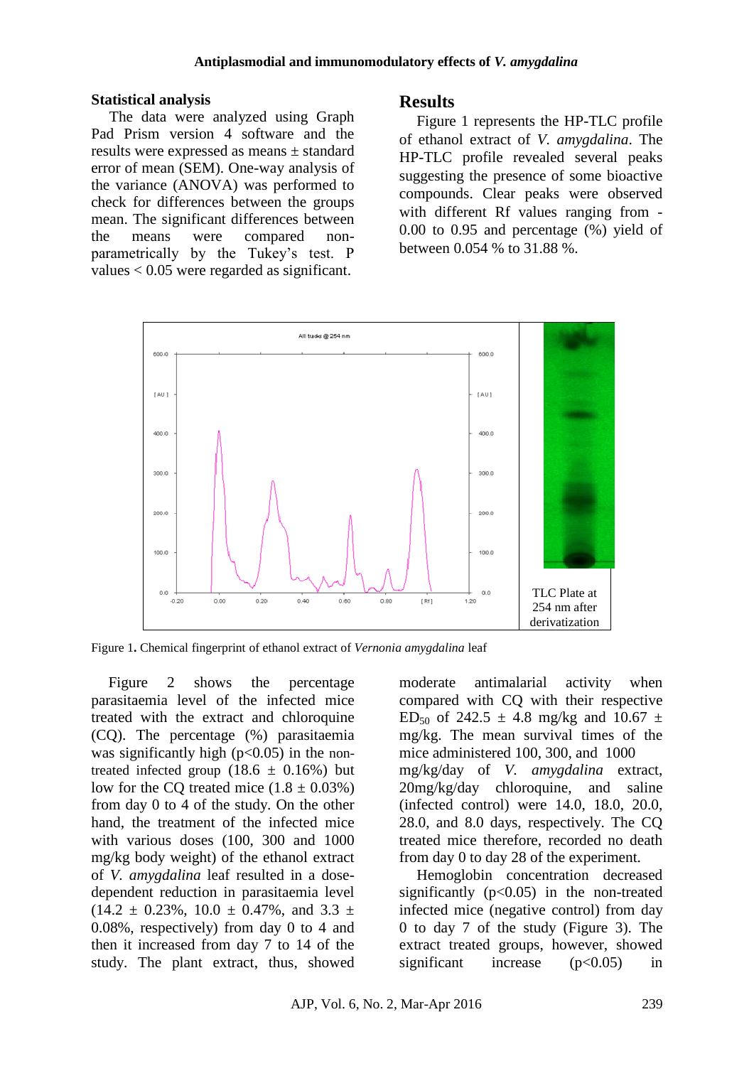### Statistical analysis

The data were analyzed using Graph Pad Prism version 4 software and the results were expressed as means ± standard error of mean (SEM). One-way analysis of the variance (ANOVA) was performed to check for differences between the groups mean. The significant differences between the means were compared non-parametrically by the Tukey's test. P values < 0.05 were regarded as significant.

## Results

Figure 1 represents the HP-TLC profile of ethanol extract of *V. amygdalina*. The HP-TLC profile revealed several peaks suggesting the presence of some bioactive compounds. Clear peaks were observed with different Rf values ranging from -0.00 to 0.95 and percentage (%) yield of between 0.054 % to 31.88 %.

TLC Plate at 254 nm after derivatization

Figure 1. Chemical fingerprint of ethanol extract of *Vernonia amygdalina* leaf

Figure 2 shows the percentage parasitaemia level of the infected mice treated with the extract and chloroquine (CQ). The percentage (%) parasitaemia was significantly high (p<0.05) in the non-treated infected group (18.6 ± 0.16%) but low for the CQ treated mice (1.8 ± 0.03%) from day 0 to 4 of the study. On the other hand, the treatment of the infected mice with various doses (100, 300 and 1000 mg/kg body weight) of the ethanol extract of *V. amygdalina* leaf resulted in a dose-dependent reduction in parasitaemia level (14.2 ± 0.23%, 10.0 ± 0.47%, and 3.3 ± 0.08%, respectively) from day 0 to 4 and then it increased from day 7 to 14 of the study. The plant extract, thus, showed moderate antimalarial activity when compared with CQ with their respective $ED_{50}$ of 242.5 ± 4.8 mg/kg and 10.67 ± mg/kg. The mean survival times of the mice administered 100, 300, and 1000 mg/kg/day of *V. amygdalina* extract, 20mg/kg/day chloroquine, and saline (infected control) were 14.0, 18.0, 20.0, 28.0, and 8.0 days, respectively. The CQ treated mice therefore, recorded no death from day 0 to day 28 of the experiment.

Hemoglobin concentration decreased significantly (p<0.05) in the non-treated infected mice (negative control) from day 0 to day 7 of the study (Figure 3). The extract treated groups, however, showed significant increase (p<0.05) in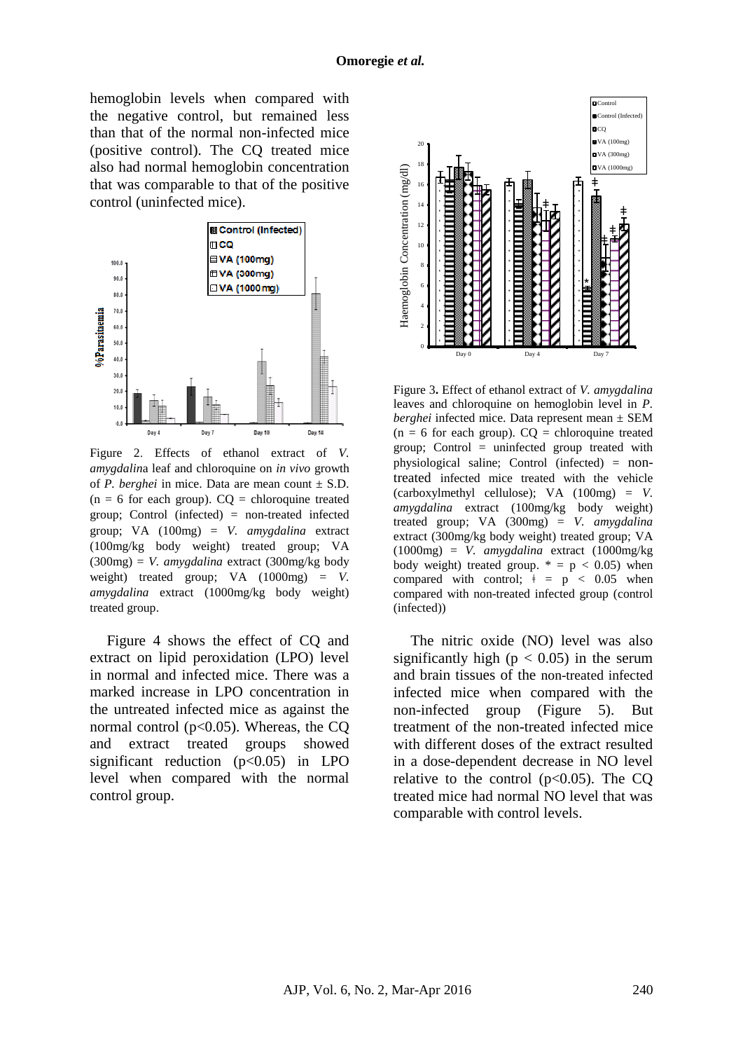hemoglobin levels when compared with the negative control, but remained less than that of the normal non-infected mice (positive control). The CQ treated mice also had normal hemoglobin concentration that was comparable to that of the positive control (uninfected mice).

Figure 2. Effects of ethanol extract of *V. amygdalina* leaf and chloroquine on *in vivo* growth of *P. berghei* in mice. Data are mean count ± S.D. (n = 6 for each group). CQ = chloroquine treated group; Control (infected) = non-treated infected group; VA (100mg) = *V. amygdalina* extract (100mg/kg body weight) treated group; VA (300mg) = *V. amygdalina* extract (300mg/kg body weight) treated group; VA (1000mg) = *V. amygdalina* extract (1000mg/kg body weight) treated group.

Figure 4 shows the effect of CQ and extract on lipid peroxidation (LPO) level in normal and infected mice. There was a marked increase in LPO concentration in the untreated infected mice as against the normal control ($p<0.05$). Whereas, the CQ and extract treated groups showed significant reduction ($p<0.05$) in LPO level when compared with the normal control group.

Figure 3**.** Effect of ethanol extract of *V. amygdalina* leaves and chloroquine on hemoglobin level in *P. berghei* infected mice. Data represent mean ± SEM (n = 6 for each group). CQ = chloroquine treated group; Control = uninfected group treated with physiological saline; Control (infected) = non-treated infected mice treated with the vehicle (carboxylmethyl cellulose); VA (100mg) = *V. amygdalina* extract (100mg/kg body weight) treated group; VA (300mg) = *V. amygdalina* extract (300mg/kg body weight) treated group; VA (1000mg) = *V. amygdalina* extract (1000mg/kg body weight) treated group. * = $p < 0.05$) when compared with control; ǂ = $p < 0.05$ when compared with non-treated infected group (control (infected))

The nitric oxide (NO) level was also significantly high ($p < 0.05$) in the serum and brain tissues of the non-treated infected infected mice when compared with the non-infected group (Figure 5). But treatment of the non-treated infected mice with different doses of the extract resulted in a dose-dependent decrease in NO level relative to the control ($p<0.05$). The CQ treated mice had normal NO level that was comparable with control levels.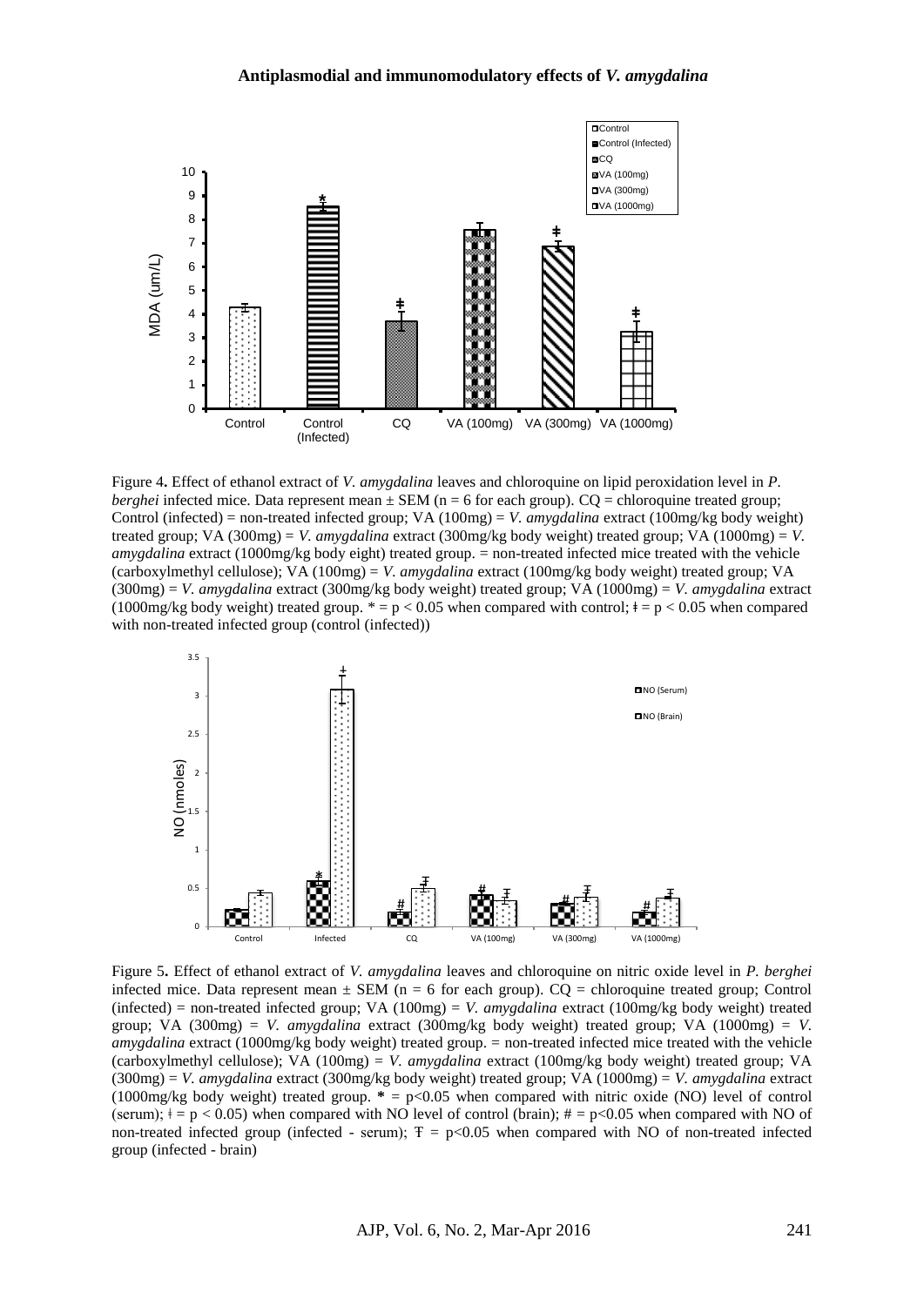Figure 4**.** Effect of ethanol extract of *V. amygdalina* leaves and chloroquine on lipid peroxidation level in *P. berghei* infected mice. Data represent mean ± SEM (n = 6 for each group). CQ = chloroquine treated group; Control (infected) = non-treated infected group; VA (100mg) = *V. amygdalina* extract (100mg/kg body weight) treated group; VA (300mg) = *V. amygdalina* extract (300mg/kg body weight) treated group; VA (1000mg) = *V. amygdalina* extract (1000mg/kg body eight) treated group. = non-treated infected mice treated with the vehicle (carboxylmethyl cellulose); VA (100mg) = *V. amygdalina* extract (100mg/kg body weight) treated group; VA (300mg) = *V. amygdalina* extract (300mg/kg body weight) treated group; VA (1000mg) = *V. amygdalina* extract (1000mg/kg body weight) treated group. * = $p < 0.05$ when compared with control; ǂ = $p < 0.05$ when compared with non-treated infected group (control (infected))

Figure 5**.** Effect of ethanol extract of *V. amygdalina* leaves and chloroquine on nitric oxide level in *P. berghei* infected mice. Data represent mean ± SEM (n = 6 for each group). CQ = chloroquine treated group; Control (infected) = non-treated infected group; VA (100mg) = *V. amygdalina* extract (100mg/kg body weight) treated group; VA (300mg) = *V. amygdalina* extract (300mg/kg body weight) treated group; VA (1000mg) = *V. amygdalina* extract (1000mg/kg body weight) treated group. = non-treated infected mice treated with the vehicle (carboxylmethyl cellulose); VA (100mg) = *V. amygdalina* extract (100mg/kg body weight) treated group; VA (300mg) = *V. amygdalina* extract (300mg/kg body weight) treated group; VA (1000mg) = *V. amygdalina* extract (1000mg/kg body weight) treated group. **\*** = $p<0.05$ when compared with nitric oxide (NO) level of control (serum); ǂ = $p < 0.05$) when compared with NO level of control (brain); # = $p<0.05$ when compared with NO of non-treated infected group (infected - serum); Ŧ = $p<0.05$ when compared with NO of non-treated infected group (infected - brain)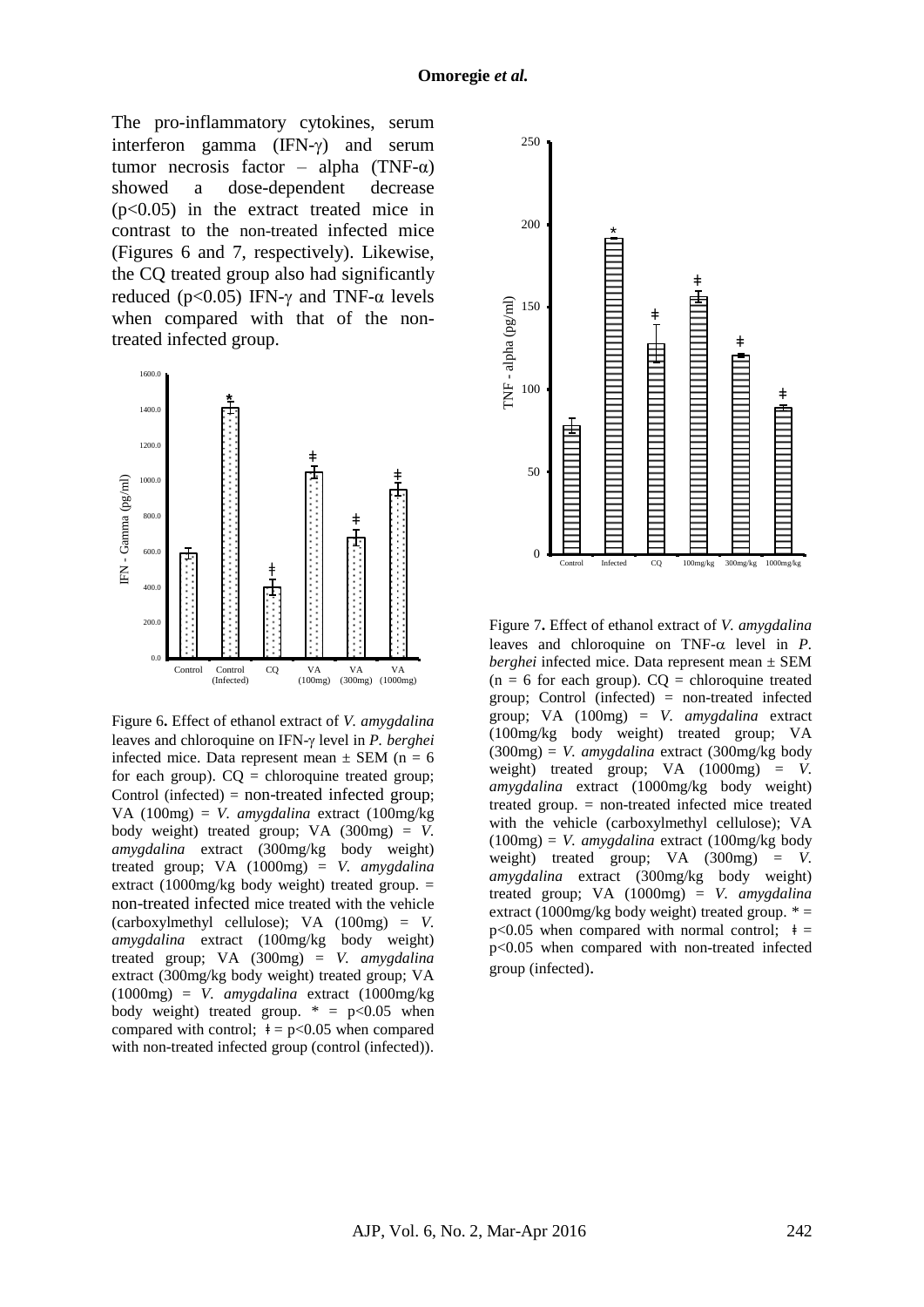The pro-inflammatory cytokines, serum interferon gamma (IFN-γ) and serum tumor necrosis factor – alpha (TNF-α) showed a dose-dependent decrease ($p<0.05$) in the extract treated mice in contrast to the non-treated infected mice (Figures 6 and 7, respectively). Likewise, the CQ treated group also had significantly reduced ($p<0.05$) IFN-γ and TNF-α levels when compared with that of the non-treated infected group.

Figure 6**.** Effect of ethanol extract of *V. amygdalina* leaves and chloroquine on IFN-γ level in *P. berghei* infected mice. Data represent mean ± SEM (n = 6 for each group). CQ = chloroquine treated group; Control (infected) = non-treated infected group; VA (100mg) = *V. amygdalina* extract (100mg/kg body weight) treated group; VA (300mg) = *V. amygdalina* extract (300mg/kg body weight) treated group; VA (1000mg) = *V. amygdalina* extract (1000mg/kg body weight) treated group. = non-treated infected mice treated with the vehicle (carboxylmethyl cellulose); VA (100mg) = *V. amygdalina* extract (100mg/kg body weight) treated group; VA (300mg) = *V. amygdalina* extract (300mg/kg body weight) treated group; VA (1000mg) = *V. amygdalina* extract (1000mg/kg body weight) treated group. * = $p<0.05$ when compared with control; ǂ = $p<0.05$ when compared with non-treated infected group (control (infected)).

Figure 7**.** Effect of ethanol extract of *V. amygdalina* leaves and chloroquine on TNF-α level in *P. berghei* infected mice. Data represent mean ± SEM (n = 6 for each group). CQ = chloroquine treated group; Control (infected) = non-treated infected group; VA (100mg) = *V. amygdalina* extract (100mg/kg body weight) treated group; VA (300mg) = *V. amygdalina* extract (300mg/kg body weight) treated group; VA (1000mg) = *V. amygdalina* extract (1000mg/kg body weight) treated group. = non-treated infected mice treated with the vehicle (carboxylmethyl cellulose); VA (100mg) = *V. amygdalina* extract (100mg/kg body weight) treated group; VA (300mg) = *V. amygdalina* extract (300mg/kg body weight) treated group; VA (1000mg) = *V. amygdalina* extract (1000mg/kg body weight) treated group. * = $p<0.05$ when compared with normal control; ǂ = $p<0.05$ when compared with non-treated infected group (infected).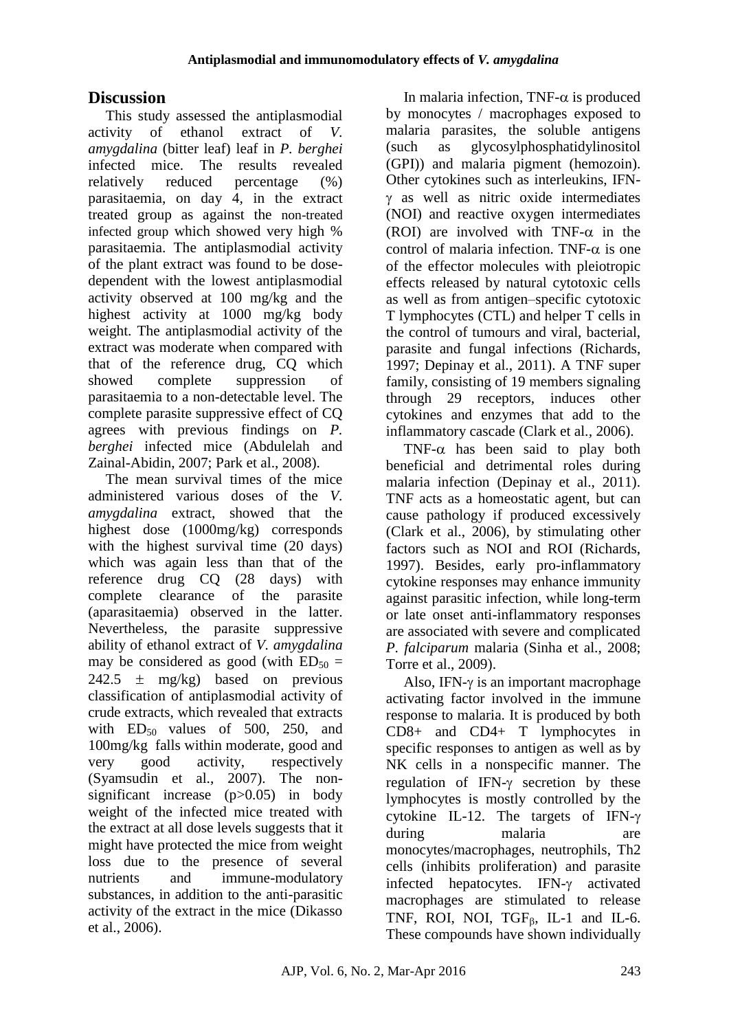## Discussion

This study assessed the antiplasmodial activity of ethanol extract of *V. amygdalina* (bitter leaf) leaf in *P. berghei* infected mice. The results revealed relatively reduced percentage (%) parasitaemia, on day 4, in the extract treated group as against the non-treated infected group which showed very high % parasitaemia. The antiplasmodial activity of the plant extract was found to be dose-dependent with the lowest antiplasmodial activity observed at 100 mg/kg and the highest activity at 1000 mg/kg body weight. The antiplasmodial activity of the extract was moderate when compared with that of the reference drug, CQ which showed complete suppression of parasitaemia to a non-detectable level. The complete parasite suppressive effect of CQ agrees with previous findings on *P. berghei* infected mice (Abdulelah and Zainal-Abidin, 2007; Park et al., 2008).

The mean survival times of the mice administered various doses of the *V. amygdalina* extract, showed that the highest dose (1000mg/kg) corresponds with the highest survival time (20 days) which was again less than that of the reference drug CQ (28 days) with complete clearance of the parasite (aparasitaemia) observed in the latter. Nevertheless, the parasite suppressive ability of ethanol extract of *V. amygdalina* may be considered as good (with $ED_{50}$ = 242.5 ± mg/kg) based on previous classification of antiplasmodial activity of crude extracts, which revealed that extracts with $ED_{50}$ values of 500, 250, and 100mg/kg falls within moderate, good and very good activity, respectively (Syamsudin et al., 2007). The non-significant increase ($p>0.05$) in body weight of the infected mice treated with the extract at all dose levels suggests that it might have protected the mice from weight loss due to the presence of several nutrients and immune-modulatory substances, in addition to the anti-parasitic activity of the extract in the mice (Dikasso et al., 2006).

In malaria infection, TNF-$\alpha$ is produced by monocytes / macrophages exposed to malaria parasites, the soluble antigens (such as glycosylphosphatidylinositol (GPI)) and malaria pigment (hemozoin). Other cytokines such as interleukins, IFN-$\gamma$ as well as nitric oxide intermediates (NOI) and reactive oxygen intermediates (ROI) are involved with TNF-$\alpha$ in the control of malaria infection. TNF-$\alpha$ is one of the effector molecules with pleiotropic effects released by natural cytotoxic cells as well as from antigen–specific cytotoxic T lymphocytes (CTL) and helper T cells in the control of tumours and viral, bacterial, parasite and fungal infections (Richards, 1997; Depinay et al., 2011). A TNF super family, consisting of 19 members signaling through 29 receptors, induces other cytokines and enzymes that add to the inflammatory cascade (Clark et al., 2006).

TNF-$\alpha$ has been said to play both beneficial and detrimental roles during malaria infection (Depinay et al., 2011). TNF acts as a homeostatic agent, but can cause pathology if produced excessively (Clark et al., 2006), by stimulating other factors such as NOI and ROI (Richards, 1997). Besides, early pro-inflammatory cytokine responses may enhance immunity against parasitic infection, while long-term or late onset anti-inflammatory responses are associated with severe and complicated *P. falciparum* malaria (Sinha et al., 2008; Torre et al., 2009).

Also, IFN-$\gamma$ is an important macrophage activating factor involved in the immune response to malaria. It is produced by both CD8+ and CD4+ T lymphocytes in specific responses to antigen as well as by NK cells in a nonspecific manner. The regulation of IFN-$\gamma$ secretion by these lymphocytes is mostly controlled by the cytokine IL-12. The targets of IFN-$\gamma$ during malaria are monocytes/macrophages, neutrophils, Th2 cells (inhibits proliferation) and parasite infected hepatocytes. IFN-$\gamma$ activated macrophages are stimulated to release TNF, ROI, NOI, $TGF_{\beta}$, IL-1 and IL-6. These compounds have shown individually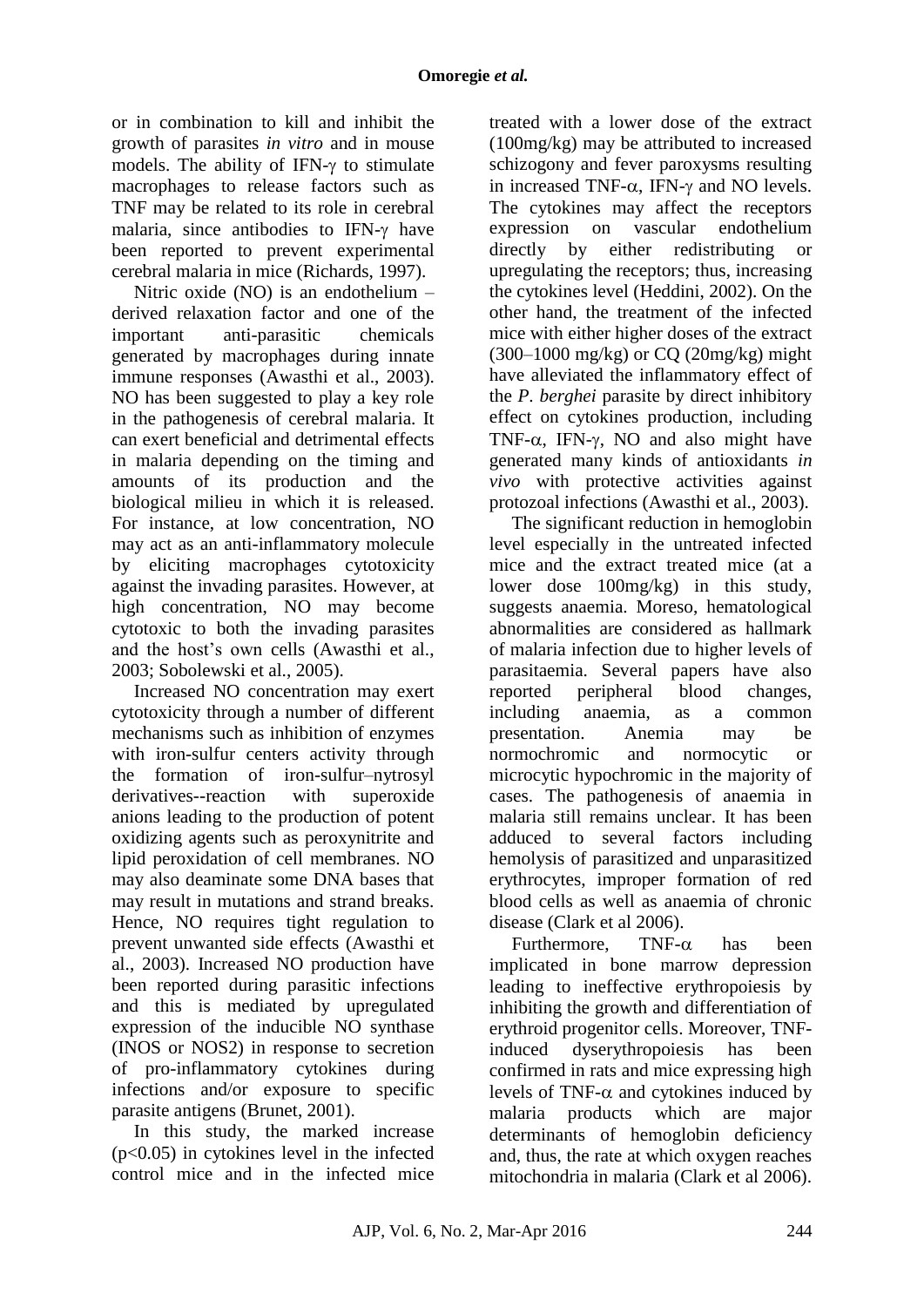or in combination to kill and inhibit the growth of parasites *in vitro* and in mouse models. The ability of IFN-$\gamma$ to stimulate macrophages to release factors such as TNF may be related to its role in cerebral malaria, since antibodies to IFN-$\gamma$ have been reported to prevent experimental cerebral malaria in mice (Richards, 1997).

Nitric oxide (NO) is an endothelium – derived relaxation factor and one of the important anti-parasitic chemicals generated by macrophages during innate immune responses (Awasthi et al., 2003). NO has been suggested to play a key role in the pathogenesis of cerebral malaria. It can exert beneficial and detrimental effects in malaria depending on the timing and amounts of its production and the biological milieu in which it is released. For instance, at low concentration, NO may act as an anti-inflammatory molecule by eliciting macrophages cytotoxicity against the invading parasites. However, at high concentration, NO may become cytotoxic to both the invading parasites and the host's own cells (Awasthi et al., 2003; Sobolewski et al., 2005).

Increased NO concentration may exert cytotoxicity through a number of different mechanisms such as inhibition of enzymes with iron-sulfur centers activity through the formation of iron-sulfur–nytrosyl derivatives--reaction with superoxide anions leading to the production of potent oxidizing agents such as peroxynitrite and lipid peroxidation of cell membranes. NO may also deaminate some DNA bases that may result in mutations and strand breaks. Hence, NO requires tight regulation to prevent unwanted side effects (Awasthi et al., 2003). Increased NO production have been reported during parasitic infections and this is mediated by upregulated expression of the inducible NO synthase (INOS or NOS2) in response to secretion of pro-inflammatory cytokines during infections and/or exposure to specific parasite antigens (Brunet, 2001).

In this study, the marked increase ($p<0.05$) in cytokines level in the infected control mice and in the infected mice treated with a lower dose of the extract (100mg/kg) may be attributed to increased schizogony and fever paroxysms resulting in increased TNF-$\alpha$, IFN-$\gamma$ and NO levels. The cytokines may affect the receptors expression on vascular endothelium directly by either redistributing or upregulating the receptors; thus, increasing the cytokines level (Heddini, 2002). On the other hand, the treatment of the infected mice with either higher doses of the extract (300–1000 mg/kg) or CQ (20mg/kg) might have alleviated the inflammatory effect of the *P. berghei* parasite by direct inhibitory effect on cytokines production, including TNF-$\alpha$, IFN-$\gamma$, NO and also might have generated many kinds of antioxidants *in vivo* with protective activities against protozoal infections (Awasthi et al., 2003).

The significant reduction in hemoglobin level especially in the untreated infected mice and the extract treated mice (at a lower dose 100mg/kg) in this study, suggests anaemia. Moreso, hematological abnormalities are considered as hallmark of malaria infection due to higher levels of parasitaemia. Several papers have also reported peripheral blood changes, including anaemia, as a common presentation. Anemia may be normochromic and normocytic or microcytic hypochromic in the majority of cases. The pathogenesis of anaemia in malaria still remains unclear. It has been adduced to several factors including hemolysis of parasitized and unparasitized erythrocytes, improper formation of red blood cells as well as anaemia of chronic disease (Clark et al 2006).

Furthermore, TNF-$\alpha$ has been implicated in bone marrow depression leading to ineffective erythropoiesis by inhibiting the growth and differentiation of erythroid progenitor cells. Moreover, TNF-induced dyserythropoiesis has been confirmed in rats and mice expressing high levels of TNF-$\alpha$ and cytokines induced by malaria products which are major determinants of hemoglobin deficiency and, thus, the rate at which oxygen reaches mitochondria in malaria (Clark et al 2006).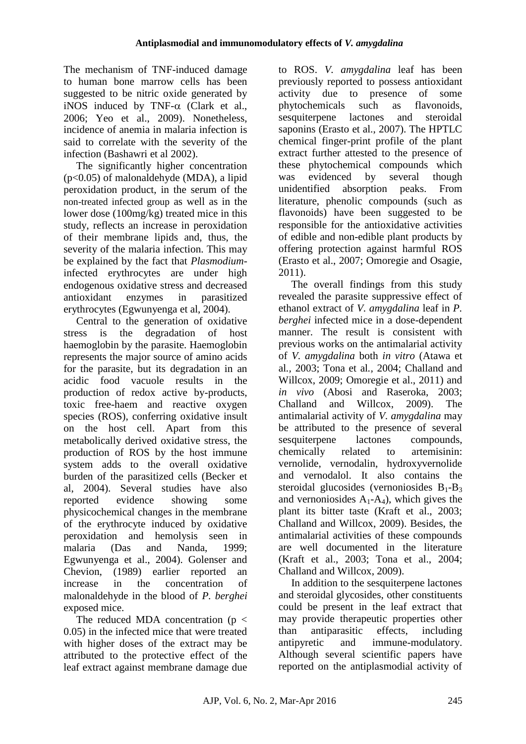The mechanism of TNF-induced damage to human bone marrow cells has been suggested to be nitric oxide generated by iNOS induced by TNF-$\alpha$ (Clark et al., 2006; Yeo et al., 2009). Nonetheless, incidence of anemia in malaria infection is said to correlate with the severity of the infection (Bashawri et al 2002).

The significantly higher concentration ($p<0.05$) of malonaldehyde (MDA), a lipid peroxidation product, in the serum of the non-treated infected group as well as in the lower dose (100mg/kg) treated mice in this study, reflects an increase in peroxidation of their membrane lipids and, thus, the severity of the malaria infection. This may be explained by the fact that *Plasmodium*-infected erythrocytes are under high endogenous oxidative stress and decreased antioxidant enzymes in parasitized erythrocytes (Egwunyenga et al, 2004).

Central to the generation of oxidative stress is the degradation of host haemoglobin by the parasite. Haemoglobin represents the major source of amino acids for the parasite, but its degradation in an acidic food vacuole results in the production of redox active by-products, toxic free-haem and reactive oxygen species (ROS), conferring oxidative insult on the host cell. Apart from this metabolically derived oxidative stress, the production of ROS by the host immune system adds to the overall oxidative burden of the parasitized cells (Becker et al, 2004). Several studies have also reported evidence showing some physicochemical changes in the membrane of the erythrocyte induced by oxidative peroxidation and hemolysis seen in malaria (Das and Nanda, 1999; Egwunyenga et al., 2004). Golenser and Chevion, (1989) earlier reported an increase in the concentration of malonaldehyde in the blood of *P. berghei* exposed mice.

The reduced MDA concentration ($p < 0.05$) in the infected mice that were treated with higher doses of the extract may be attributed to the protective effect of the leaf extract against membrane damage due to ROS. *V. amygdalina* leaf has been previously reported to possess antioxidant activity due to presence of some phytochemicals such as flavonoids, sesquiterpene lactones and steroidal saponins (Erasto et al., 2007). The HPTLC chemical finger-print profile of the plant extract further attested to the presence of these phytochemical compounds which was evidenced by several though unidentified absorption peaks. From literature, phenolic compounds (such as flavonoids) have been suggested to be responsible for the antioxidative activities of edible and non-edible plant products by offering protection against harmful ROS (Erasto et al., 2007; Omoregie and Osagie, 2011).

The overall findings from this study revealed the parasite suppressive effect of ethanol extract of *V. amygdalina* leaf in *P. berghei* infected mice in a dose-dependent manner. The result is consistent with previous works on the antimalarial activity of *V. amygdalina* both *in vitro* (Atawa et al., 2003; Tona et al., 2004; Challand and Willcox, 2009; Omoregie et al., 2011) and *in vivo* (Abosi and Raseroka, 2003; Challand and Willcox, 2009). The antimalarial activity of *V. amygdalina* may be attributed to the presence of several sesquiterpene lactones compounds, chemically related to artemisinin: vernolide, vernodalin, hydroxyvernolide and vernodalol. It also contains the steroidal glucosides (vernoniosides $B_1$-$B_3$ and vernoniosides $A_1$-$A_4$), which gives the plant its bitter taste (Kraft et al., 2003; Challand and Willcox, 2009). Besides, the antimalarial activities of these compounds are well documented in the literature (Kraft et al., 2003; Tona et al., 2004; Challand and Willcox, 2009).

In addition to the sesquiterpene lactones and steroidal glycosides, other constituents could be present in the leaf extract that may provide therapeutic properties other than antiparasitic effects, including antipyretic and immune-modulatory. Although several scientific papers have reported on the antiplasmodial activity of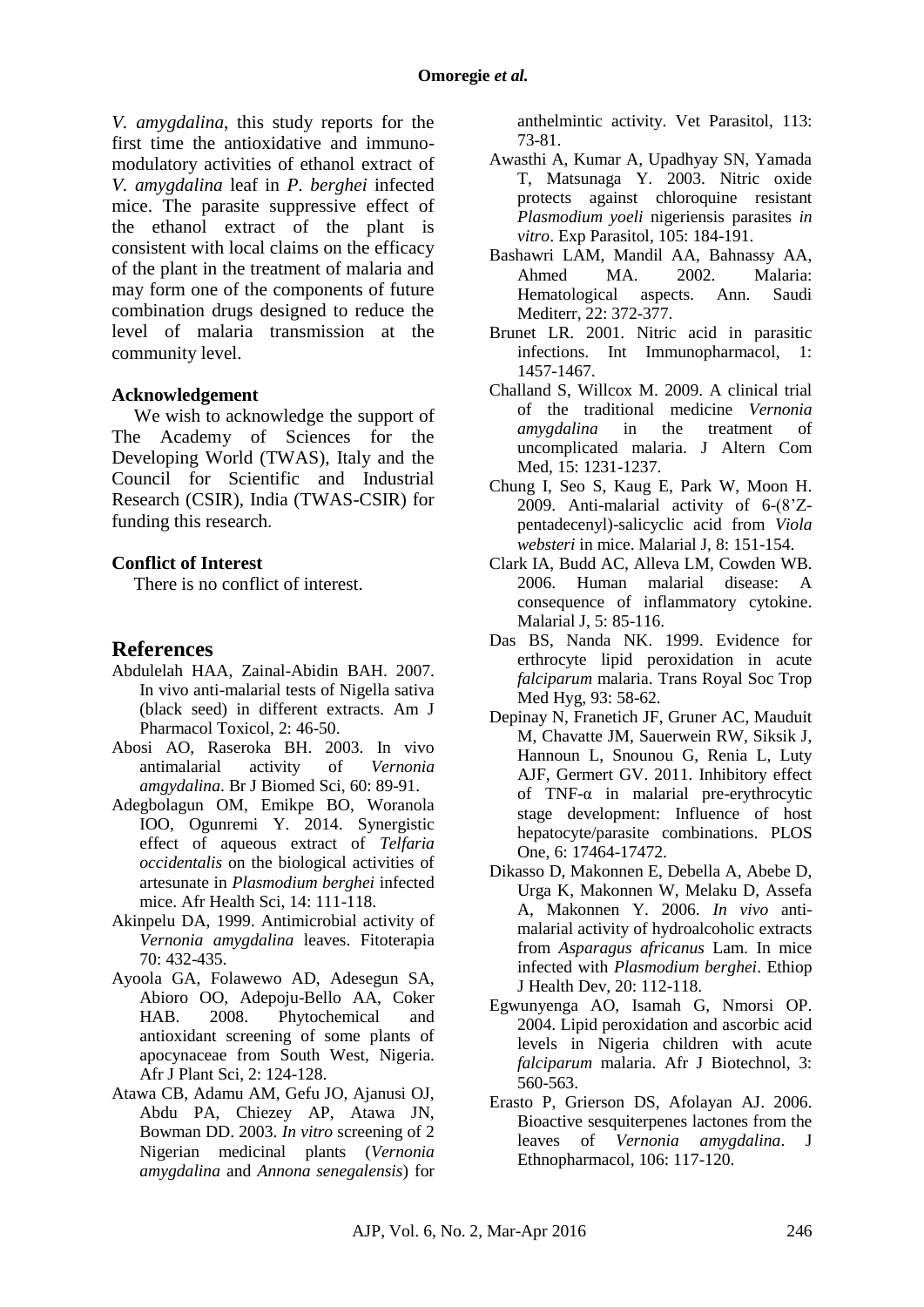*V. amygdalina*, this study reports for the first time the antioxidative and immunomodulatory activities of ethanol extract of *V. amygdalina* leaf in *P. berghei* infected mice. The parasite suppressive effect of the ethanol extract of the plant is consistent with local claims on the efficacy of the plant in the treatment of malaria and may form one of the components of future combination drugs designed to reduce the level of malaria transmission at the community level.

### Acknowledgement

We wish to acknowledge the support of The Academy of Sciences for the Developing World (TWAS), Italy and the Council for Scientific and Industrial Research (CSIR), India (TWAS-CSIR) for funding this research.

### Conflict of Interest

There is no conflict of interest.

## References

Abdulelah HAA, Zainal-Abidin BAH. 2007. In vivo anti-malarial tests of Nigella sativa (black seed) in different extracts. Am J Pharmacol Toxicol, 2: 46-50.

Abosi AO, Raseroka BH. 2003. In vivo antimalarial activity of *Vernonia amgydalina*. Br J Biomed Sci, 60: 89-91.

Adegbolagun OM, Emikpe BO, Woranola IOO, Ogunremi Y. 2014. Synergistic effect of aqueous extract of *Telfaria occidentalis* on the biological activities of artesunate in *Plasmodium berghei* infected mice. Afr Health Sci, 14: 111-118.

Akinpelu DA, 1999. Antimicrobial activity of *Vernonia amygdalina* leaves. Fitoterapia 70: 432-435.

Ayoola GA, Folawewo AD, Adesegun SA, Abioro OO, Adepoju-Bello AA, Coker HAB. 2008. Phytochemical and antioxidant screening of some plants of apocynaceae from South West, Nigeria. Afr J Plant Sci, 2: 124-128.

Atawa CB, Adamu AM, Gefu JO, Ajanusi OJ, Abdu PA, Chiezey AP, Atawa JN, Bowman DD. 2003. *In vitro* screening of 2 Nigerian medicinal plants (*Vernonia amygdalina* and *Annona senegalensis*) for anthelmintic activity. Vet Parasitol, 113: 73-81.

Awasthi A, Kumar A, Upadhyay SN, Yamada T, Matsunaga Y. 2003. Nitric oxide protects against chloroquine resistant *Plasmodium yoeli* nigeriensis parasites *in vitro*. Exp Parasitol, 105: 184-191.

Bashawri LAM, Mandil AA, Bahnassy AA, Ahmed MA. 2002. Malaria: Hematological aspects. Ann. Saudi Mediterr, 22: 372-377.

Brunet LR. 2001. Nitric acid in parasitic infections. Int Immunopharmacol, 1: 1457-1467.

Challand S, Willcox M. 2009. A clinical trial of the traditional medicine *Vernonia amygdalina* in the treatment of uncomplicated malaria. J Altern Com Med, 15: 1231-1237.

Chung I, Seo S, Kaug E, Park W, Moon H. 2009. Anti-malarial activity of 6-(8'Z-pentadecenyl)-salicyclic acid from *Viola websteri* in mice. Malarial J, 8: 151-154.

Clark IA, Budd AC, Alleva LM, Cowden WB. 2006. Human malarial disease: A consequence of inflammatory cytokine. Malarial J, 5: 85-116.

Das BS, Nanda NK. 1999. Evidence for erthrocyte lipid peroxidation in acute *falciparum* malaria. Trans Royal Soc Trop Med Hyg, 93: 58-62.

Depinay N, Franetich JF, Gruner AC, Mauduit M, Chavatte JM, Sauerwein RW, Siksik J, Hannoun L, Snounou G, Renia L, Luty AJF, Germert GV. 2011. Inhibitory effect of TNF-α in malarial pre-erythrocytic stage development: Influence of host hepatocyte/parasite combinations. PLOS One, 6: 17464-17472.

Dikasso D, Makonnen E, Debella A, Abebe D, Urga K, Makonnen W, Melaku D, Assefa A, Makonnen Y. 2006. *In vivo* anti-malarial activity of hydroalcoholic extracts from *Asparagus africanus* Lam. In mice infected with *Plasmodium berghei*. Ethiop J Health Dev, 20: 112-118.

Egwunyenga AO, Isamah G, Nmorsi OP. 2004. Lipid peroxidation and ascorbic acid levels in Nigeria children with acute *falciparum* malaria. Afr J Biotechnol, 3: 560-563.

Erasto P, Grierson DS, Afolayan AJ. 2006. Bioactive sesquiterpenes lactones from the leaves of *Vernonia amygdalina*. J Ethnopharmacol, 106: 117-120.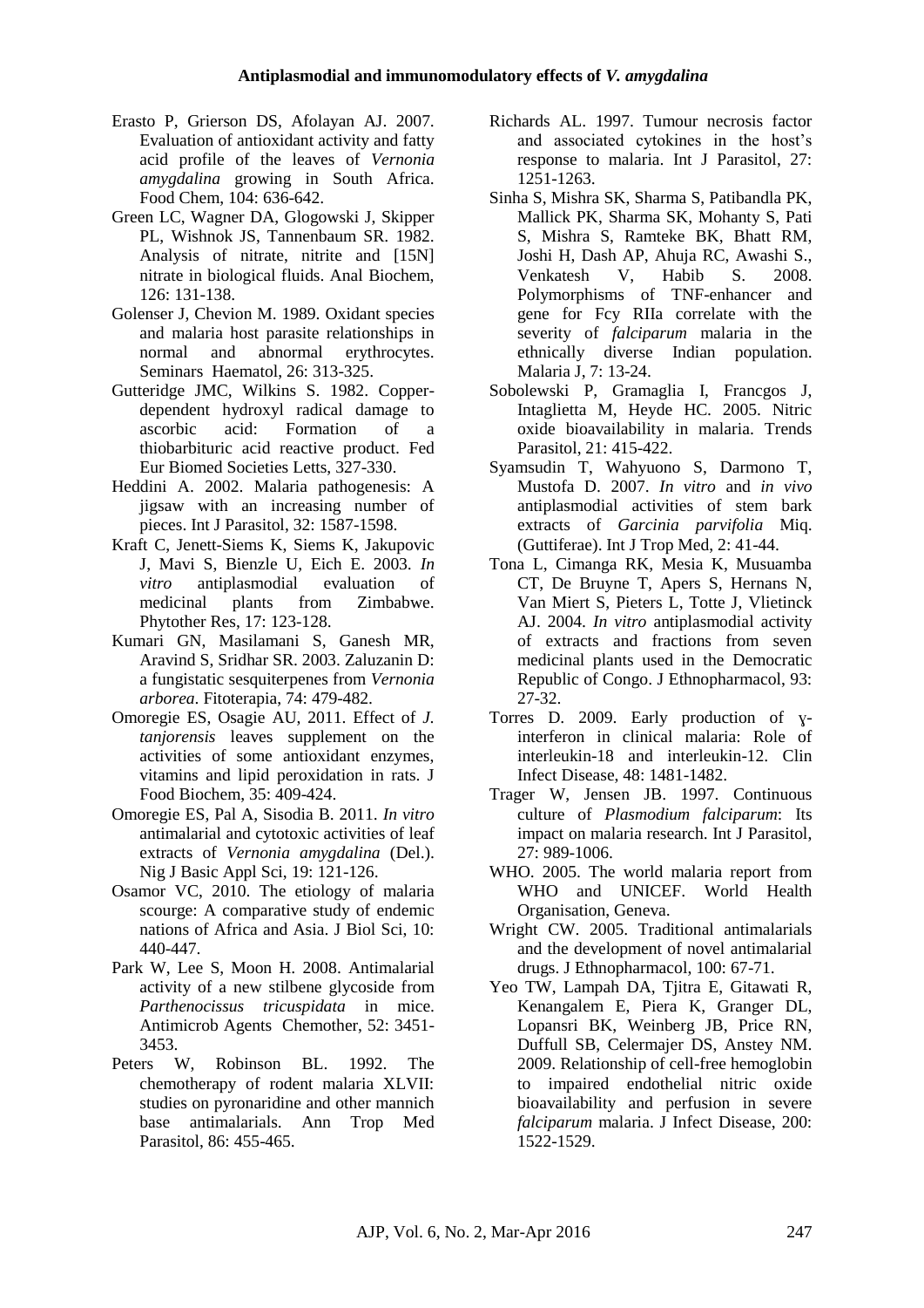Erasto P, Grierson DS, Afolayan AJ. 2007. Evaluation of antioxidant activity and fatty acid profile of the leaves of *Vernonia amygdalina* growing in South Africa. Food Chem, 104: 636-642.

Green LC, Wagner DA, Glogowski J, Skipper PL, Wishnok JS, Tannenbaum SR. 1982. Analysis of nitrate, nitrite and [15N] nitrate in biological fluids. Anal Biochem, 126: 131-138.

Golenser J, Chevion M. 1989. Oxidant species and malaria host parasite relationships in normal and abnormal erythrocytes. Seminars Haematol, 26: 313-325.

Gutteridge JMC, Wilkins S. 1982. Copper-dependent hydroxyl radical damage to ascorbic acid: Formation of a thiobarbituric acid reactive product. Fed Eur Biomed Societies Letts, 327-330.

Heddini A. 2002. Malaria pathogenesis: A jigsaw with an increasing number of pieces. Int J Parasitol, 32: 1587-1598.

Kraft C, Jenett-Siems K, Siems K, Jakupovic J, Mavi S, Bienzle U, Eich E. 2003. *In vitro* antiplasmodial evaluation of medicinal plants from Zimbabwe. Phytother Res, 17: 123-128.

Kumari GN, Masilamani S, Ganesh MR, Aravind S, Sridhar SR. 2003. Zaluzanin D: a fungistatic sesquiterpenes from *Vernonia arborea*. Fitoterapia, 74: 479-482.

Omoregie ES, Osagie AU, 2011. Effect of *J. tanjorensis* leaves supplement on the activities of some antioxidant enzymes, vitamins and lipid peroxidation in rats. J Food Biochem, 35: 409-424.

Omoregie ES, Pal A, Sisodia B. 2011. *In vitro* antimalarial and cytotoxic activities of leaf extracts of *Vernonia amygdalina* (Del.). Nig J Basic Appl Sci, 19: 121-126.

Osamor VC, 2010. The etiology of malaria scourge: A comparative study of endemic nations of Africa and Asia. J Biol Sci, 10: 440-447.

Park W, Lee S, Moon H. 2008. Antimalarial activity of a new stilbene glycoside from *Parthenocissus tricuspidata* in mice. Antimicrob Agents Chemother, 52: 3451-3453.

Peters W, Robinson BL. 1992. The chemotherapy of rodent malaria XLVII: studies on pyronaridine and other mannich base antimalarials. Ann Trop Med Parasitol, 86: 455-465.

Richards AL. 1997. Tumour necrosis factor and associated cytokines in the host's response to malaria. Int J Parasitol, 27: 1251-1263.

Sinha S, Mishra SK, Sharma S, Patibandla PK, Mallick PK, Sharma SK, Mohanty S, Pati S, Mishra S, Ramteke BK, Bhatt RM, Joshi H, Dash AP, Ahuja RC, Awashi S., Venkatesh V, Habib S. 2008. Polymorphisms of TNF-enhancer and gene for Fcy RIIa correlate with the severity of *falciparum* malaria in the ethnically diverse Indian population. Malaria J, 7: 13-24.

Sobolewski P, Gramaglia I, Francgos J, Intaglietta M, Heyde HC. 2005. Nitric oxide bioavailability in malaria. Trends Parasitol, 21: 415-422.

Syamsudin T, Wahyuono S, Darmono T, Mustofa D. 2007. *In vitro* and *in vivo* antiplasmodial activities of stem bark extracts of *Garcinia parvifolia* Miq. (Guttiferae). Int J Trop Med, 2: 41-44.

Tona L, Cimanga RK, Mesia K, Musuamba CT, De Bruyne T, Apers S, Hernans N, Van Miert S, Pieters L, Totte J, Vlietinck AJ. 2004. *In vitro* antiplasmodial activity of extracts and fractions from seven medicinal plants used in the Democratic Republic of Congo. J Ethnopharmacol, 93: 27-32.

Torres D. 2009. Early production of ɣ-interferon in clinical malaria: Role of interleukin-18 and interleukin-12. Clin Infect Disease, 48: 1481-1482.

Trager W, Jensen JB. 1997. Continuous culture of *Plasmodium falciparum*: Its impact on malaria research. Int J Parasitol, 27: 989-1006.

WHO. 2005. The world malaria report from WHO and UNICEF. World Health Organisation, Geneva.

Wright CW. 2005. Traditional antimalarials and the development of novel antimalarial drugs. J Ethnopharmacol, 100: 67-71.

Yeo TW, Lampah DA, Tjitra E, Gitawati R, Kenangalem E, Piera K, Granger DL, Lopansri BK, Weinberg JB, Price RN, Duffull SB, Celermajer DS, Anstey NM. 2009. Relationship of cell-free hemoglobin to impaired endothelial nitric oxide bioavailability and perfusion in severe *falciparum* malaria. J Infect Disease, 200: 1522-1529.